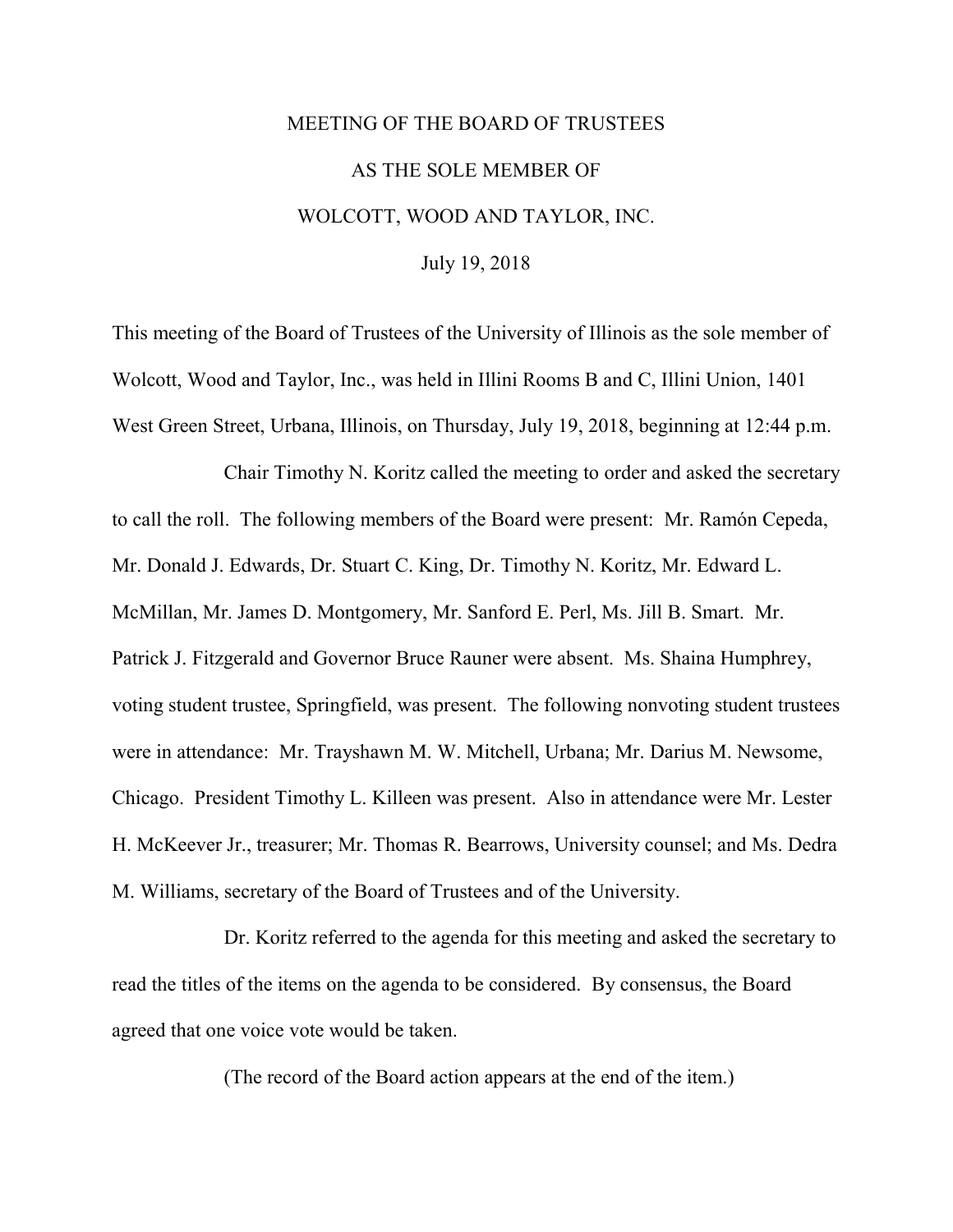# MEETING OF THE BOARD OF TRUSTEES

# AS THE SOLE MEMBER OF

# WOLCOTT, WOOD AND TAYLOR, INC.

July 19, 2018

This meeting of the Board of Trustees of the University of Illinois as the sole member of Wolcott, Wood and Taylor, Inc., was held in Illini Rooms B and C, Illini Union, 1401 West Green Street, Urbana, Illinois, on Thursday, July 19, 2018, beginning at 12:44 p.m.

Chair Timothy N. Koritz called the meeting to order and asked the secretary to call the roll. The following members of the Board were present: Mr. Ramón Cepeda, Mr. Donald J. Edwards, Dr. Stuart C. King, Dr. Timothy N. Koritz, Mr. Edward L. McMillan, Mr. James D. Montgomery, Mr. Sanford E. Perl, Ms. Jill B. Smart. Mr. Patrick J. Fitzgerald and Governor Bruce Rauner were absent. Ms. Shaina Humphrey, voting student trustee, Springfield, was present. The following nonvoting student trustees were in attendance: Mr. Trayshawn M. W. Mitchell, Urbana; Mr. Darius M. Newsome, Chicago. President Timothy L. Killeen was present. Also in attendance were Mr. Lester H. McKeever Jr., treasurer; Mr. Thomas R. Bearrows, University counsel; and Ms. Dedra M. Williams, secretary of the Board of Trustees and of the University.

Dr. Koritz referred to the agenda for this meeting and asked the secretary to read the titles of the items on the agenda to be considered. By consensus, the Board agreed that one voice vote would be taken.

(The record of the Board action appears at the end of the item.)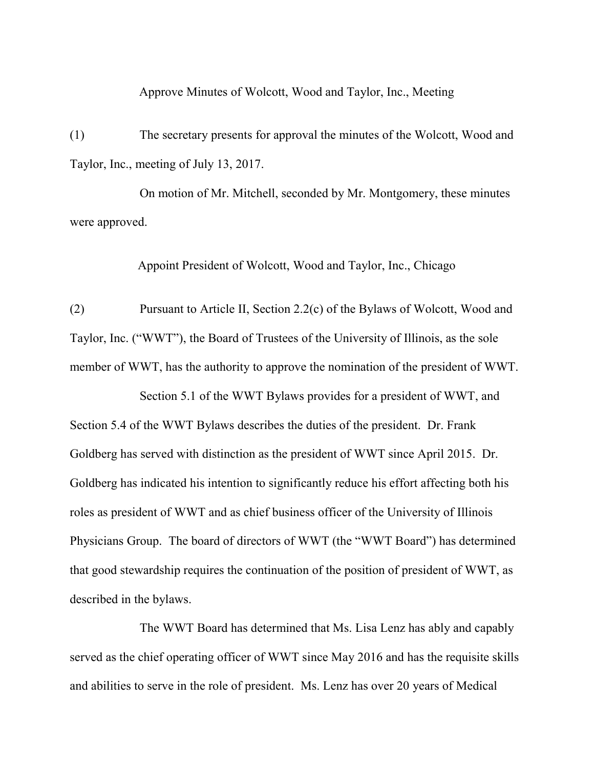## Approve Minutes of Wolcott, Wood and Taylor, Inc., Meeting

(1) The secretary presents for approval the minutes of the Wolcott, Wood and Taylor, Inc., meeting of July 13, 2017.

On motion of Mr. Mitchell, seconded by Mr. Montgomery, these minutes were approved.

## Appoint President of Wolcott, Wood and Taylor, Inc., Chicago

(2) Pursuant to Article II, Section 2.2(c) of the Bylaws of Wolcott, Wood and Taylor, Inc. ("WWT"), the Board of Trustees of the University of Illinois, as the sole member of WWT, has the authority to approve the nomination of the president of WWT.

Section 5.1 of the WWT Bylaws provides for a president of WWT, and Section 5.4 of the WWT Bylaws describes the duties of the president. Dr. Frank Goldberg has served with distinction as the president of WWT since April 2015. Dr. Goldberg has indicated his intention to significantly reduce his effort affecting both his roles as president of WWT and as chief business officer of the University of Illinois Physicians Group. The board of directors of WWT (the "WWT Board") has determined that good stewardship requires the continuation of the position of president of WWT, as described in the bylaws.

The WWT Board has determined that Ms. Lisa Lenz has ably and capably served as the chief operating officer of WWT since May 2016 and has the requisite skills and abilities to serve in the role of president. Ms. Lenz has over 20 years of Medical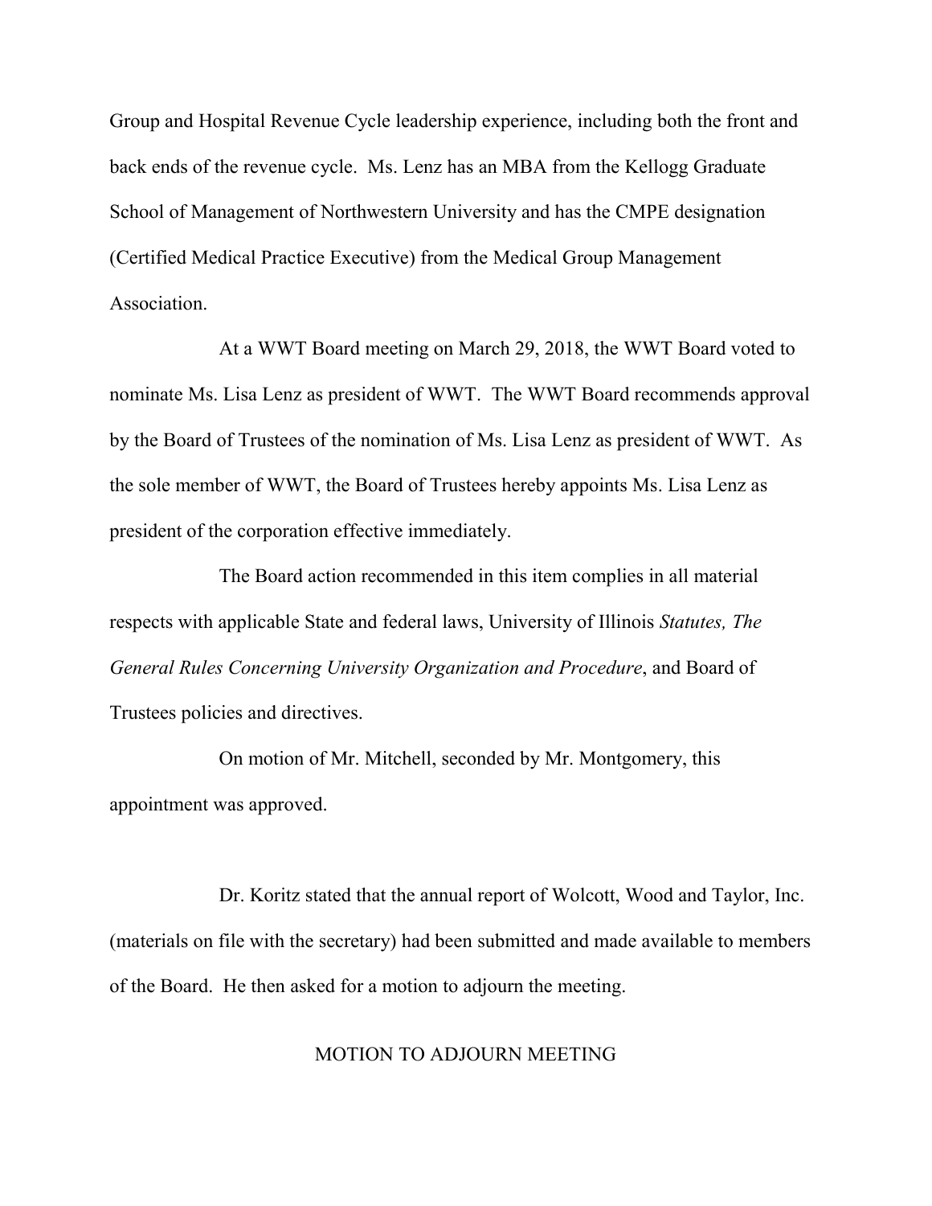Group and Hospital Revenue Cycle leadership experience, including both the front and back ends of the revenue cycle. Ms. Lenz has an MBA from the Kellogg Graduate School of Management of Northwestern University and has the CMPE designation (Certified Medical Practice Executive) from the Medical Group Management Association.

At a WWT Board meeting on March 29, 2018, the WWT Board voted to nominate Ms. Lisa Lenz as president of WWT. The WWT Board recommends approval by the Board of Trustees of the nomination of Ms. Lisa Lenz as president of WWT. As the sole member of WWT, the Board of Trustees hereby appoints Ms. Lisa Lenz as president of the corporation effective immediately.

The Board action recommended in this item complies in all material respects with applicable State and federal laws, University of Illinois *Statutes, The General Rules Concerning University Organization and Procedure*, and Board of Trustees policies and directives.

On motion of Mr. Mitchell, seconded by Mr. Montgomery, this appointment was approved.

Dr. Koritz stated that the annual report of Wolcott, Wood and Taylor, Inc. (materials on file with the secretary) had been submitted and made available to members of the Board. He then asked for a motion to adjourn the meeting.

MOTION TO ADJOURN MEETING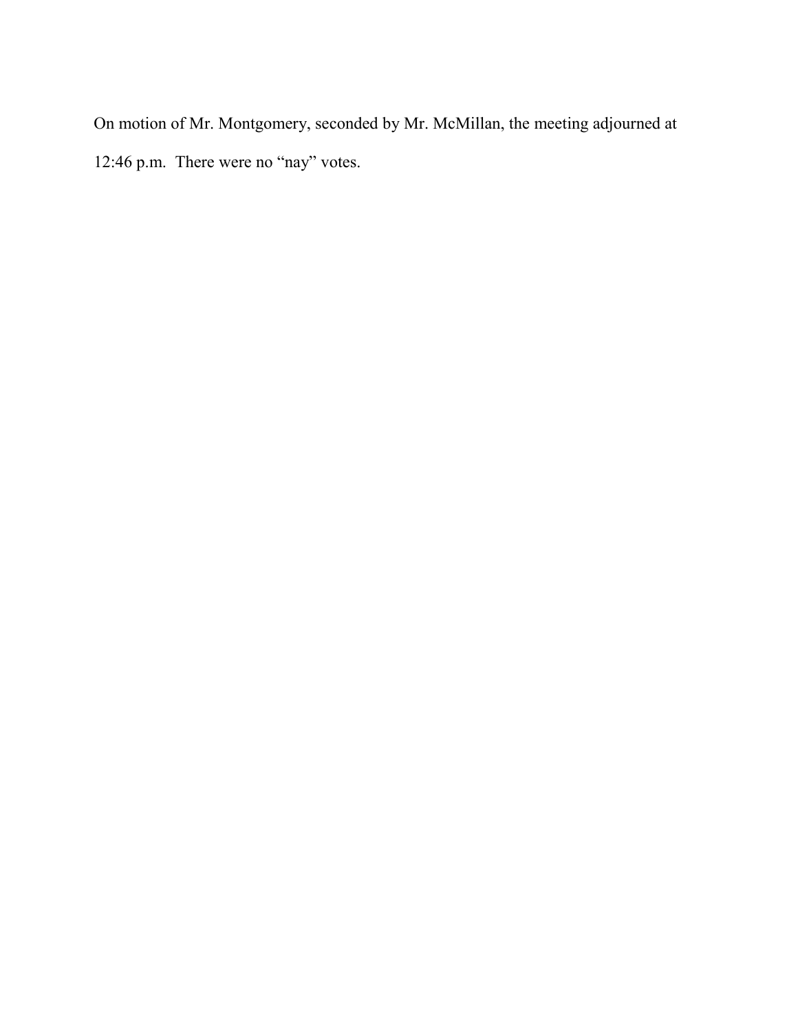On motion of Mr. Montgomery, seconded by Mr. McMillan, the meeting adjourned at 12:46 p.m. There were no "nay" votes.